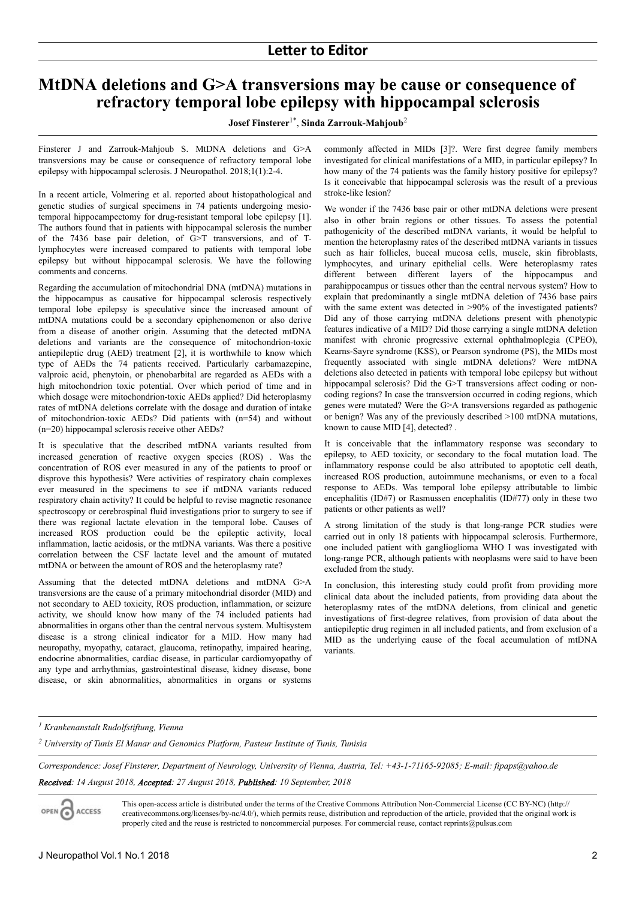**Letter to Editor**

# MtDNA deletions and G>A transversions may be cause or consequence of refractory temporal lobe epilepsy with hippocampal sclerosis

**Josef Finsterer[1*], Sinda Zarrouk-Mahjoub[2]**

Finsterer J and Zarrouk-Mahjoub S. MtDNA deletions and G>A transversions may be cause or consequence of refractory temporal lobe epilepsy with hippocampal sclerosis. J Neuropathol. 2018;1(1):2-4.

In a recent article, Volmering et al. reported about histopathological and genetic studies of surgical specimens in 74 patients undergoing mesio-temporal hippocampectomy for drug-resistant temporal lobe epilepsy [1]. The authors found that in patients with hippocampal sclerosis the number of the 7436 base pair deletion, of G>T transversions, and of T-lymphocytes were increased compared to patients with temporal lobe epilepsy but without hippocampal sclerosis. We have the following comments and concerns.

Regarding the accumulation of mitochondrial DNA (mtDNA) mutations in the hippocampus as causative for hippocampal sclerosis respectively temporal lobe epilepsy is speculative since the increased amount of mtDNA mutations could be a secondary epiphenomenon or also derive from a disease of another origin. Assuming that the detected mtDNA deletions and variants are the consequence of mitochondrion-toxic antiepileptic drug (AED) treatment [2], it is worthwhile to know which type of AEDs the 74 patients received. Particularly carbamazepine, valproic acid, phenytoin, or phenobarbital are regarded as AEDs with a high mitochondrion toxic potential. Over which period of time and in which dosage were mitochondrion-toxic AEDs applied? Did heteroplasmy rates of mtDNA deletions correlate with the dosage and duration of intake of mitochondrion-toxic AEDs? Did patients with (n=54) and without (n=20) hippocampal sclerosis receive other AEDs?

It is speculative that the described mtDNA variants resulted from increased generation of reactive oxygen species (ROS) . Was the concentration of ROS ever measured in any of the patients to proof or disprove this hypothesis? Were activities of respiratory chain complexes ever measured in the specimens to see if mtDNA variants reduced respiratory chain activity? It could be helpful to revise magnetic resonance spectroscopy or cerebrospinal fluid investigations prior to surgery to see if there was regional lactate elevation in the temporal lobe. Causes of increased ROS production could be the epileptic activity, local inflammation, lactic acidosis, or the mtDNA variants. Was there a positive correlation between the CSF lactate level and the amount of mutated mtDNA or between the amount of ROS and the heteroplasmy rate?

Assuming that the detected mtDNA deletions and mtDNA G>A transversions are the cause of a primary mitochondrial disorder (MID) and not secondary to AED toxicity, ROS production, inflammation, or seizure activity, we should know how many of the 74 included patients had abnormalities in organs other than the central nervous system. Multisystem disease is a strong clinical indicator for a MID. How many had neuropathy, myopathy, cataract, glaucoma, retinopathy, impaired hearing, endocrine abnormalities, cardiac disease, in particular cardiomyopathy of any type and arrhythmias, gastrointestinal disease, kidney disease, bone disease, or skin abnormalities, abnormalities in organs or systems commonly affected in MIDs [3]?. Were first degree family members investigated for clinical manifestations of a MID, in particular epilepsy? In how many of the 74 patients was the family history positive for epilepsy? Is it conceivable that hippocampal sclerosis was the result of a previous stroke-like lesion?

We wonder if the 7436 base pair or other mtDNA deletions were present also in other brain regions or other tissues. To assess the potential pathogenicity of the described mtDNA variants, it would be helpful to mention the heteroplasmy rates of the described mtDNA variants in tissues such as hair follicles, buccal mucosa cells, muscle, skin fibroblasts, lymphocytes, and urinary epithelial cells. Were heteroplasmy rates different between different layers of the hippocampus and parahippocampus or tissues other than the central nervous system? How to explain that predominantly a single mtDNA deletion of 7436 base pairs with the same extent was detected in >90% of the investigated patients? Did any of those carrying mtDNA deletions present with phenotypic features indicative of a MID? Did those carrying a single mtDNA deletion manifest with chronic progressive external ophthalmoplegia (CPEO), Kearns-Sayre syndrome (KSS), or Pearson syndrome (PS), the MIDs most frequently associated with single mtDNA deletions? Were mtDNA deletions also detected in patients with temporal lobe epilepsy but without hippocampal sclerosis? Did the G>T transversions affect coding or non-coding regions? In case the transversion occurred in coding regions, which genes were mutated? Were the G>A transversions regarded as pathogenic or benign? Was any of the previously described >100 mtDNA mutations, known to cause MID [4], detected? .

It is conceivable that the inflammatory response was secondary to epilepsy, to AED toxicity, or secondary to the focal mutation load. The inflammatory response could be also attributed to apoptotic cell death, increased ROS production, autoimmune mechanisms, or even to a focal response to AEDs. Was temporal lobe epilepsy attributable to limbic encephalitis (ID#7) or Rasmussen encephalitis (ID#77) only in these two patients or other patients as well?

A strong limitation of the study is that long-range PCR studies were carried out in only 18 patients with hippocampal sclerosis. Furthermore, one included patient with ganglioglioma WHO I was investigated with long-range PCR, although patients with neoplasms were said to have been excluded from the study.

In conclusion, this interesting study could profit from providing more clinical data about the included patients, from providing data about the heteroplasmy rates of the mtDNA deletions, from clinical and genetic investigations of first-degree relatives, from provision of data about the antiepileptic drug regimen in all included patients, and from exclusion of a MID as the underlying cause of the focal accumulation of mtDNA variants.

---

*[1] Krankenanstalt Rudolfstiftung, Vienna*

*[2] University of Tunis El Manar and Genomics Platform, Pasteur Institute of Tunis, Tunisia*

*Correspondence: Josef Finsterer, Department of Neurology, University of Vienna, Austria, Tel: +43-1-71165-92085; E-mail: fipaps@yahoo.de*

***Received**: 14 August 2018, **Accepted**: 27 August 2018, **Published**: 10 September, 2018*

OPEN ACCESS

This open-access article is distributed under the terms of the Creative Commons Attribution Non-Commercial License (CC BY-NC) (http://creativecommons.org/licenses/by-nc/4.0/), which permits reuse, distribution and reproduction of the article, provided that the original work is properly cited and the reuse is restricted to noncommercial purposes. For commercial reuse, contact reprints@pulsus.com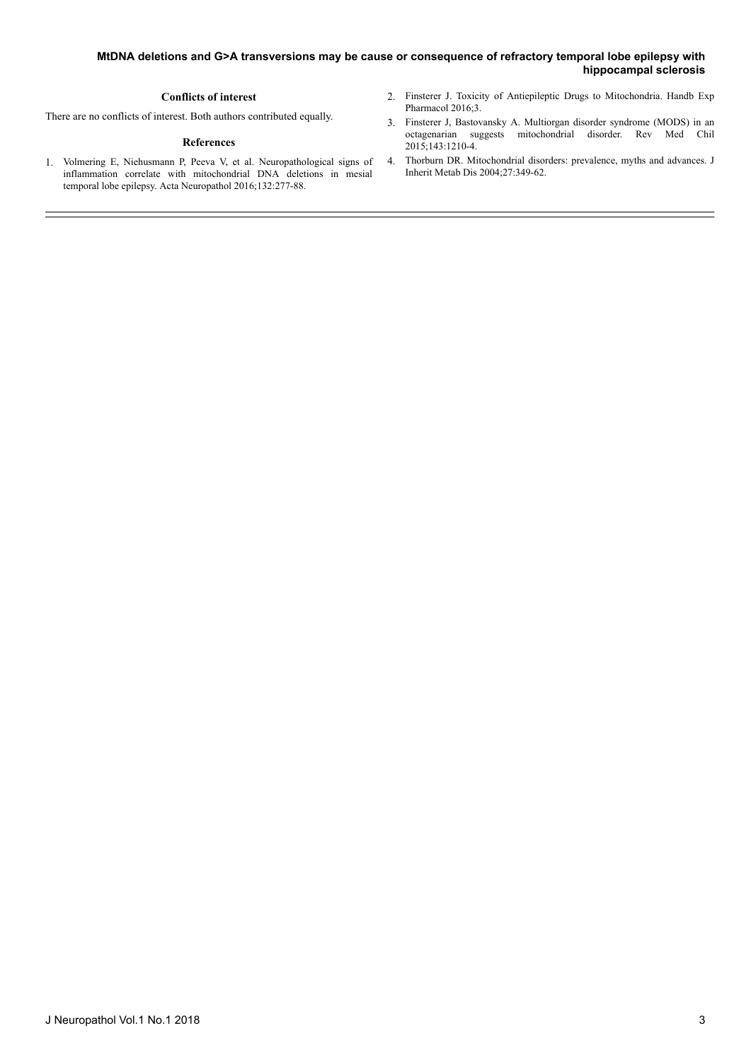## Conflicts of interest

There are no conflicts of interest. Both authors contributed equally.

## References

1. Volmering E, Niehusmann P, Peeva V, et al. Neuropathological signs of inflammation correlate with mitochondrial DNA deletions in mesial temporal lobe epilepsy. Acta Neuropathol 2016;132:277-88.
2. Finsterer J. Toxicity of Antiepileptic Drugs to Mitochondria. Handb Exp Pharmacol 2016;3.
3. Finsterer J, Bastovansky A. Multiorgan disorder syndrome (MODS) in an octagenarian suggests mitochondrial disorder. Rev Med Chil 2015;143:1210-4.
4. Thorburn DR. Mitochondrial disorders: prevalence, myths and advances. J Inherit Metab Dis 2004;27:349-62.